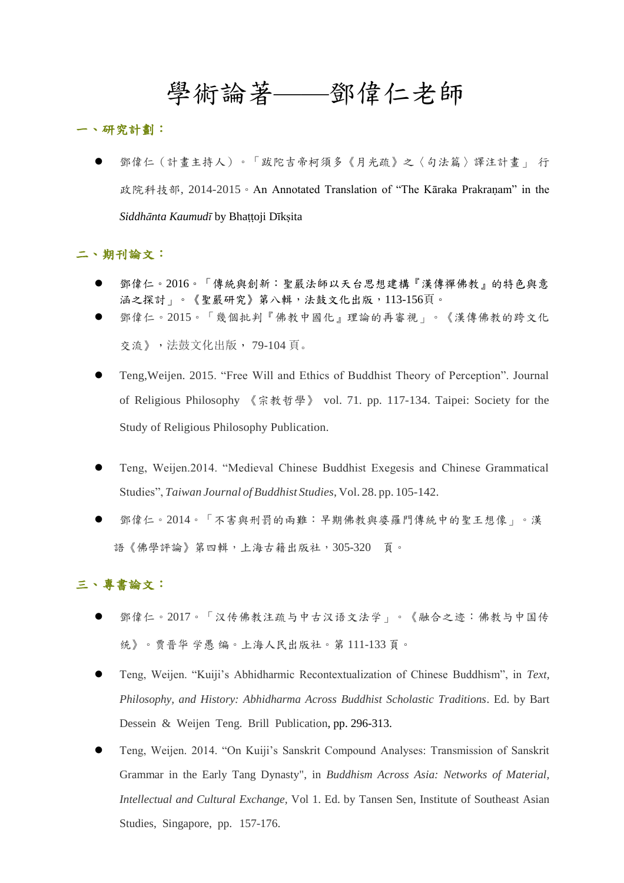# 學術論著——鄧偉仁老師

## 一、研究計劃：

- 鄧偉仁（計畫主持人）。「跋陀吉帝柯須多《月光疏》之〈句法篇〉譯注計畫」 行政院科技部, 2014-2015。An Annotated Translation of “The Kāraka Prakraṇam” in the *Siddhānta Kaumudī* by Bhaṭṭoji Dīkṣita

## 二、期刊論文：

- 鄧偉仁。2016。「傳統與創新：聖嚴法師以天台思想建構『漢傳禪佛教』的特色與意涵之探討」。《聖嚴研究》第八輯，法鼓文化出版，113-156頁。
- 鄧偉仁。2015。「幾個批判『佛教中國化』理論的再審視」。《漢傳佛教的跨文化交流》，法鼓文化出版， 79-104 頁。
- Teng,Weijen. 2015. “Free Will and Ethics of Buddhist Theory of Perception”. Journal of Religious Philosophy 《宗教哲學》 vol. 71. pp. 117-134. Taipei: Society for the Study of Religious Philosophy Publication.
- Teng, Weijen.2014. “Medieval Chinese Buddhist Exegesis and Chinese Grammatical Studies”, *Taiwan Journal of Buddhist Studies*, Vol. 28. pp. 105-142.
- 鄧偉仁。2014。「不害與刑罰的兩難：早期佛教與婆羅門傳統中的聖王想像」。漢語《佛學評論》第四輯，上海古籍出版社，305-320 頁。

## 三、專書論文：

- 鄧偉仁。2017。「汉传佛教注疏与中古汉语文法学」。《融合之迹：佛教与中国传统》。贾晋华 学愚 编。上海人民出版社。第 111-133 頁。
- Teng, Weijen. “Kuiji’s Abhidharmic Recontextualization of Chinese Buddhism”, in *Text, Philosophy, and History: Abhidharma Across Buddhist Scholastic Traditions*. Ed. by Bart Dessein & Weijen Teng. Brill Publication, pp. 296-313.
- Teng, Weijen. 2014. “On Kuiji’s Sanskrit Compound Analyses: Transmission of Sanskrit Grammar in the Early Tang Dynasty", in *Buddhism Across Asia: Networks of Material, Intellectual and Cultural Exchange*, Vol 1. Ed. by Tansen Sen, Institute of Southeast Asian Studies, Singapore, pp. 157-176.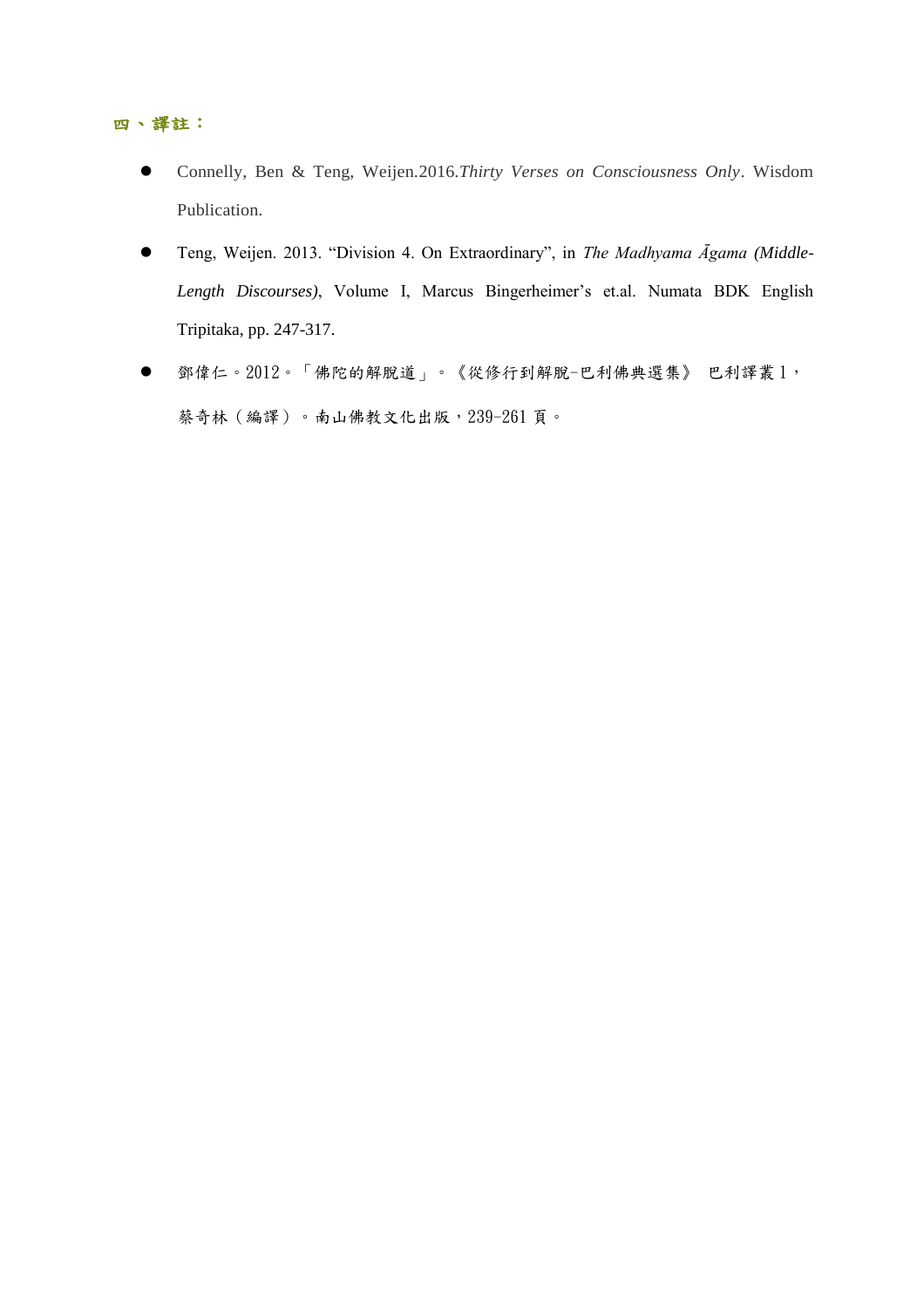## 四、譯註：

- Connelly, Ben & Teng, Weijen.2016.*Thirty Verses on Consciousness Only*. Wisdom Publication.
- Teng, Weijen. 2013. “Division 4. On Extraordinary”, in *The Madhyama Āgama (Middle-Length Discourses)*, Volume I, Marcus Bingerheimer’s et.al. Numata BDK English Tripitaka, pp. 247-317.
- 鄧偉仁。2012。「佛陀的解脫道」。《從修行到解脫-巴利佛典選集》 巴利譯叢 1，蔡奇林（編譯）。南山佛教文化出版，239-261 頁。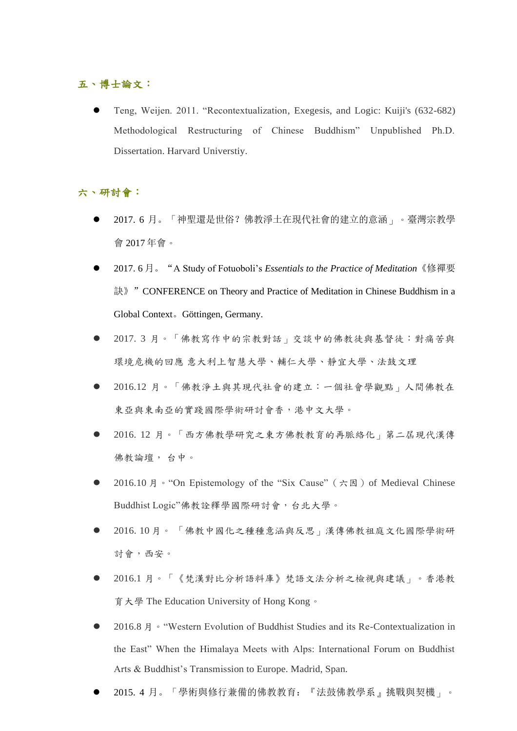## 五、博士論文：

- Teng, Weijen. 2011. “Recontextualization, Exegesis, and Logic: Kuiji's (632-682) Methodological Restructuring of Chinese Buddhism” Unpublished Ph.D. Dissertation. Harvard Universtiy.

## 六、研討會：

- 2017. 6 月。「神聖還是世俗？佛教淨土在現代社會的建立的意涵」。臺灣宗教學會 2017 年會。
- 2017. 6 月。“A Study of Fotuoboli’s *Essentials to the Practice of Meditation*《修禪要訣》” CONFERENCE on Theory and Practice of Meditation in Chinese Buddhism in a Global Context。Göttingen, Germany.
- 2017. 3 月。「佛教寫作中的宗教對話」交談中的佛教徒與基督徒：對痛苦與環境危機的回應 意大利上智慧大學、輔仁大學、靜宜大學、法鼓文理
- 2016.12 月。「佛教淨土與其現代社會的建立：一個社會學觀點」人間佛教在東亞與東南亞的實踐國際學術研討會香，港中文大學。
- 2016. 12 月。「西方佛教學研究之東方佛教教育的再脈絡化」第二屆現代漢傳佛教論壇， 台中。
- 2016.10 月。“On Epistemology of the “Six Cause”（六因）of Medieval Chinese Buddhist Logic”佛教詮釋學國際研討會，台北大學。
- 2016. 10 月。「佛教中國化之種種意涵與反思」漢傳佛教祖庭文化國際學術研討會，西安。
- 2016.1 月。「《梵漢對比分析語料庫》梵語文法分析之檢視與建議」。香港教育大學 The Education University of Hong Kong。
- 2016.8 月。“Western Evolution of Buddhist Studies and its Re-Contextualization in the East” When the Himalaya Meets with Alps: International Forum on Buddhist Arts & Buddhist’s Transmission to Europe. Madrid, Span.
- 2015. 4 月。「學術與修行兼備的佛教教育：『法鼓佛教學系』挑戰與契機」。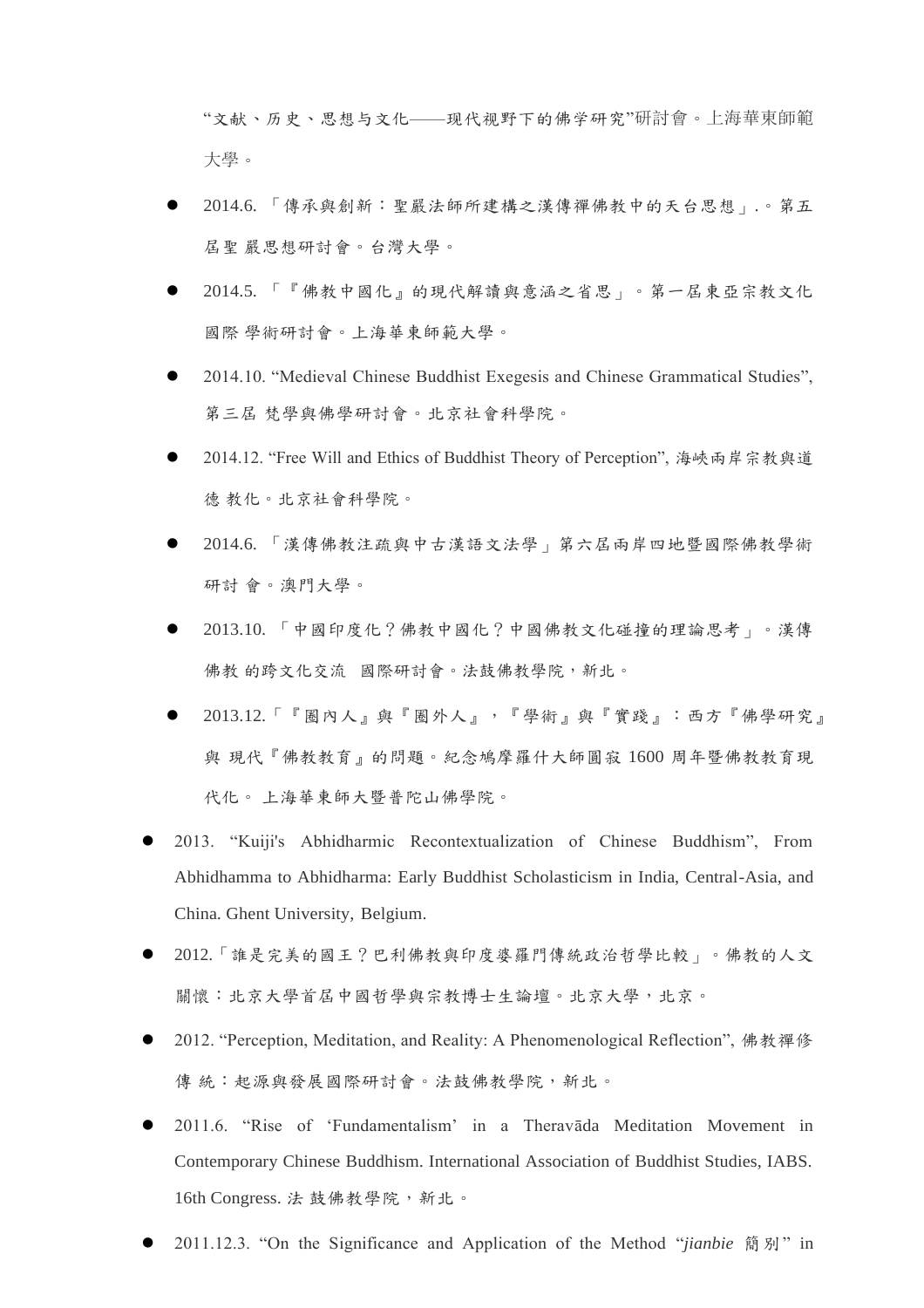"文献、历史、思想与文化——现代视野下的佛学研究"研討會。上海華東師範大學。

  - 2014.6. 「傳承與創新：聖嚴法師所建構之漢傳禪佛教中的天台思想」.。第五居聖 嚴思想研討會。台灣大學。
  - 2014.5. 「『佛教中國化』的現代解讀與意涵之省思」。第一居東亞宗教文化國際 學術研討會。上海華東師範大學。
  - 2014.10. "Medieval Chinese Buddhist Exegesis and Chinese Grammatical Studies", 第三居 梵學與佛學研討會。北京社會科學院。
  - 2014.12. "Free Will and Ethics of Buddhist Theory of Perception", 海峽兩岸宗教與道德 教化。北京社會科學院。
  - 2014.6. 「漢傳佛教注疏與中古漢語文法學」第六居兩岸四地暨國際佛教學術研討 會。澳門大學。
  - 2013.10. 「中國印度化？佛教中國化？中國佛教文化碰撞的理論思考」。漢傳佛教 的跨文化交流 國際研討會。法鼓佛教學院，新北。
  - 2013.12.「『圈內人』與『圈外人』，『學術』與『實踐』：西方『佛學研究』與 現代『佛教教育』的問題。紀念鳩摩羅什大師圓寂 1600 周年暨佛教教育現代化。 上海華東師大暨普陀山佛學院。

- 2013. "Kuiji's Abhidharmic Recontextualization of Chinese Buddhism", From Abhidhamma to Abhidharma: Early Buddhist Scholasticism in India, Central-Asia, and China. Ghent University, Belgium.
- 2012.「誰是完美的國王？巴利佛教與印度婆羅門傳統政治哲學比較」。佛教的人文關懷：北京大學首居中國哲學與宗教博士生論壇。北京大學，北京。
- 2012. "Perception, Meditation, and Reality: A Phenomenological Reflection", 佛教禪修傳 統：起源與發展國際研討會。法鼓佛教學院，新北。
- 2011.6. "Rise of 'Fundamentalism' in a Theravāda Meditation Movement in Contemporary Chinese Buddhism. International Association of Buddhist Studies, IABS. 16th Congress. 法 鼓佛教學院，新北。
- 2011.12.3. "On the Significance and Application of the Method "*jianbie* 簡別" in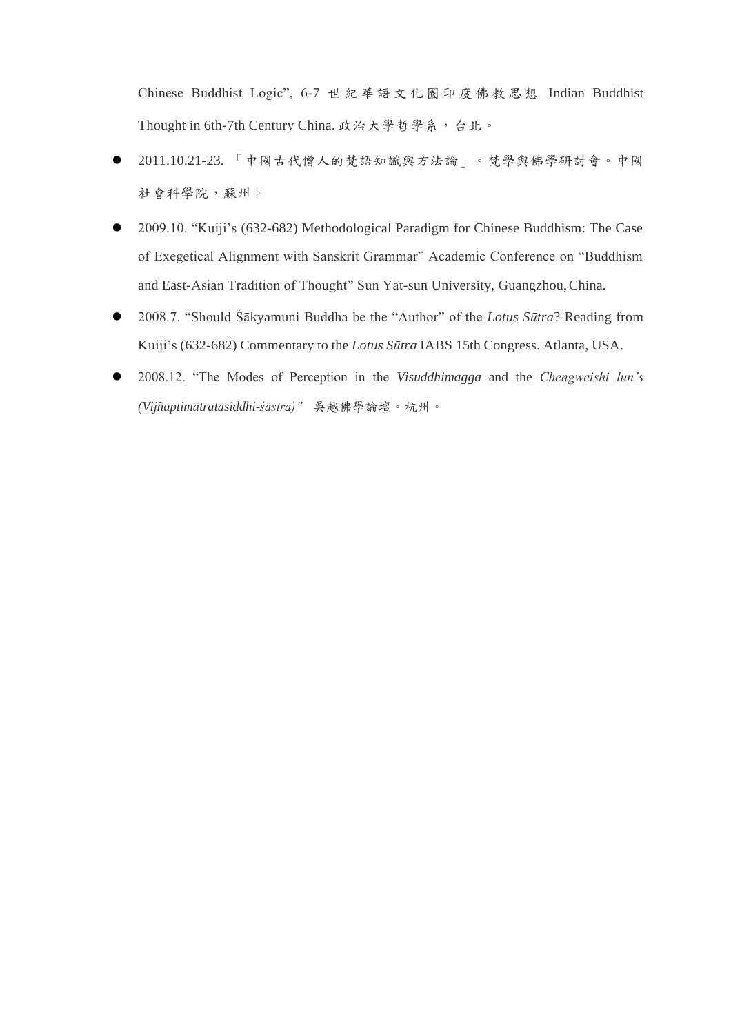Chinese Buddhist Logic", 6-7 世紀華語文化圈印度佛教思想 Indian Buddhist Thought in 6th-7th Century China. 政治大學哲學系，台北。

- 2011.10.21-23. 「中國古代僧人的梵語知識與方法論」。梵學與佛學研討會。中國社會科學院，蘇州。
- 2009.10. "Kuiji's (632-682) Methodological Paradigm for Chinese Buddhism: The Case of Exegetical Alignment with Sanskrit Grammar" Academic Conference on "Buddhism and East-Asian Tradition of Thought" Sun Yat-sun University, Guangzhou, China.
- 2008.7. "Should Śākyamuni Buddha be the "Author" of the *Lotus Sūtra*? Reading from Kuiji's (632-682) Commentary to the *Lotus Sūtra* IABS 15th Congress. Atlanta, USA.
- 2008.12. "The Modes of Perception in the *Visuddhimagga* and the *Chengweishi lun's (Vijñaptimātratāsiddhi-śāstra)"* 吳越佛學論壇。杭州。